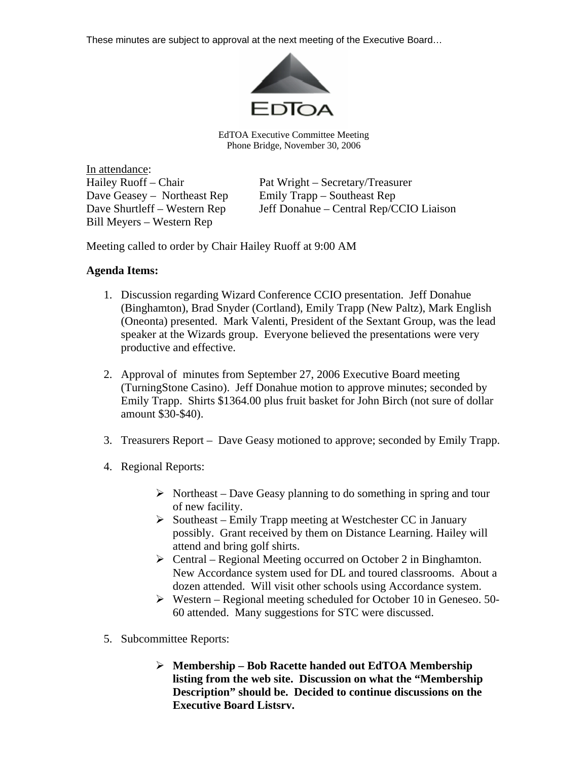These minutes are subject to approval at the next meeting of the Executive Board…

EDTOA

EdTOA Executive Committee Meeting
Phone Bridge, November 30, 2006

In attendance:

Hailey Ruoff – Chair
Pat Wright – Secretary/Treasurer
Dave Geasey – Northeast Rep
Emily Trapp – Southeast Rep
Dave Shurtleff – Western Rep
Jeff Donahue – Central Rep/CCIO Liaison
Bill Meyers – Western Rep

Meeting called to order by Chair Hailey Ruoff at 9:00 AM

**Agenda Items:**

1. Discussion regarding Wizard Conference CCIO presentation. Jeff Donahue (Binghamton), Brad Snyder (Cortland), Emily Trapp (New Paltz), Mark English (Oneonta) presented. Mark Valenti, President of the Sextant Group, was the lead speaker at the Wizards group. Everyone believed the presentations were very productive and effective.

2. Approval of minutes from September 27, 2006 Executive Board meeting (TurningStone Casino). Jeff Donahue motion to approve minutes; seconded by Emily Trapp. Shirts $1364.00 plus fruit basket for John Birch (not sure of dollar amount $30-$40).

3. Treasurers Report – Dave Geasy motioned to approve; seconded by Emily Trapp.

4. Regional Reports:

   - Northeast – Dave Geasy planning to do something in spring and tour of new facility.
   - Southeast – Emily Trapp meeting at Westchester CC in January possibly. Grant received by them on Distance Learning. Hailey will attend and bring golf shirts.
   - Central – Regional Meeting occurred on October 2 in Binghamton. New Accordance system used for DL and toured classrooms. About a dozen attended. Will visit other schools using Accordance system.
   - Western – Regional meeting scheduled for October 10 in Geneseo. 50-60 attended. Many suggestions for STC were discussed.

5. Subcommittee Reports:

   - **Membership – Bob Racette handed out EdTOA Membership listing from the web site. Discussion on what the "Membership Description" should be. Decided to continue discussions on the Executive Board Listsrv.**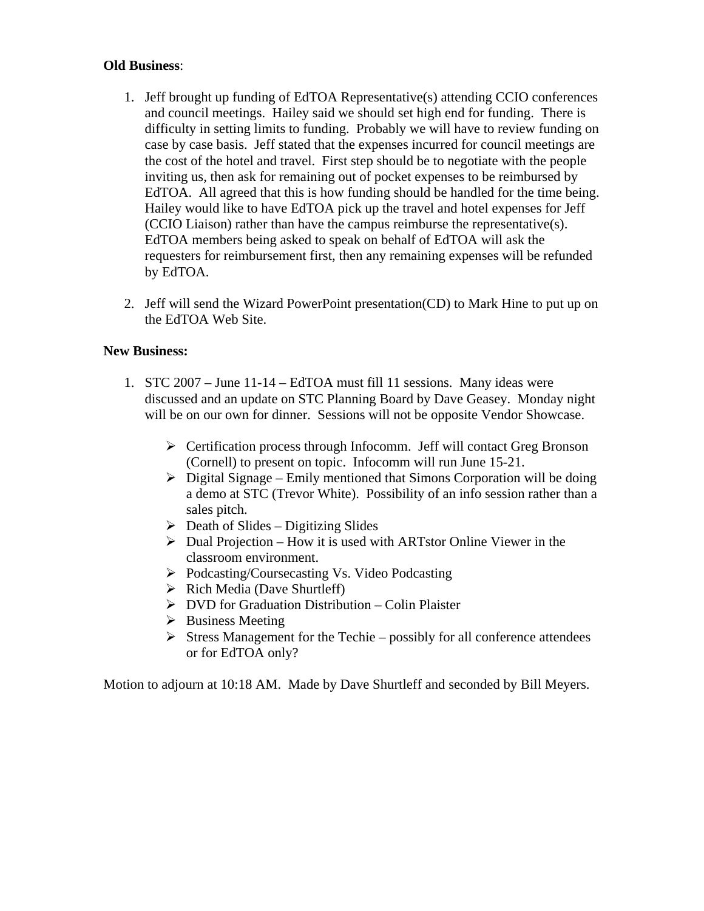**Old Business**:

1. Jeff brought up funding of EdTOA Representative(s) attending CCIO conferences and council meetings.  Hailey said we should set high end for funding.  There is difficulty in setting limits to funding.  Probably we will have to review funding on case by case basis.  Jeff stated that the expenses incurred for council meetings are the cost of the hotel and travel.  First step should be to negotiate with the people inviting us, then ask for remaining out of pocket expenses to be reimbursed by EdTOA.  All agreed that this is how funding should be handled for the time being.  Hailey would like to have EdTOA pick up the travel and hotel expenses for Jeff (CCIO Liaison) rather than have the campus reimburse the representative(s).  EdTOA members being asked to speak on behalf of EdTOA will ask the requesters for reimbursement first, then any remaining expenses will be refunded by EdTOA.

2. Jeff will send the Wizard PowerPoint presentation(CD) to Mark Hine to put up on the EdTOA Web Site.

**New Business:**

1. STC 2007 – June 11-14 – EdTOA must fill 11 sessions.  Many ideas were discussed and an update on STC Planning Board by Dave Geasey.  Monday night will be on our own for dinner.  Sessions will not be opposite Vendor Showcase.

    - Certification process through Infocomm.  Jeff will contact Greg Bronson (Cornell) to present on topic.  Infocomm will run June 15-21.
    - Digital Signage – Emily mentioned that Simons Corporation will be doing a demo at STC (Trevor White).  Possibility of an info session rather than a sales pitch.
    - Death of Slides – Digitizing Slides
    - Dual Projection – How it is used with ARTstor Online Viewer in the classroom environment.
    - Podcasting/Coursecasting Vs. Video Podcasting
    - Rich Media (Dave Shurtleff)
    - DVD for Graduation Distribution – Colin Plaister
    - Business Meeting
    - Stress Management for the Techie – possibly for all conference attendees or for EdTOA only?

Motion to adjourn at 10:18 AM.  Made by Dave Shurtleff and seconded by Bill Meyers.